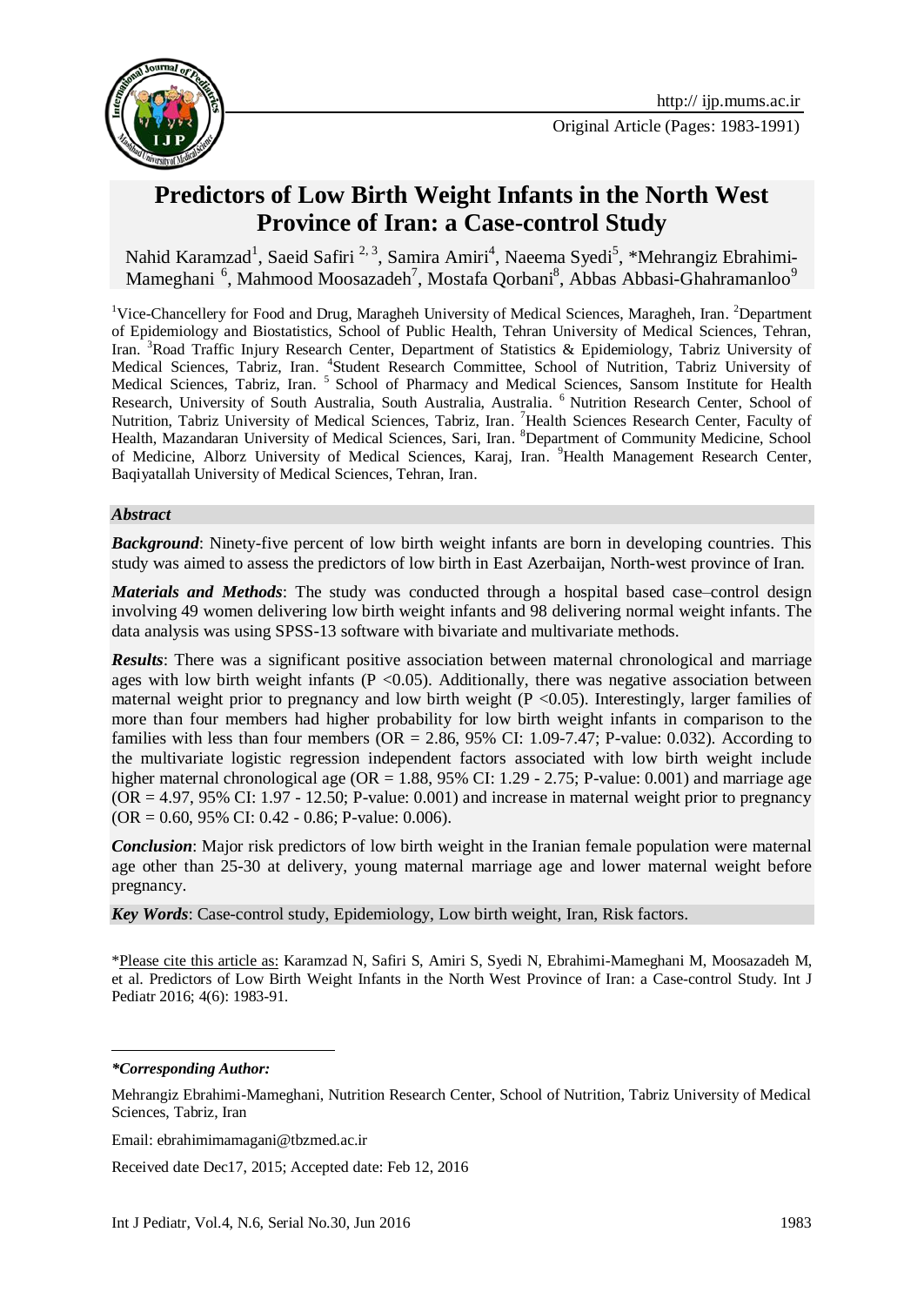Original Article (Pages: 1983-1991)

# Predictors of Low Birth Weight Infants in the North West Province of Iran: a Case-control Study

Nahid Karamzad[1], Saeid Safiri [2, 3], Samira Amiri[4], Naeema Syedi[5], *Mehrangiz Ebrahimi-Mameghani [6], Mahmood Moosazadeh[7], Mostafa Qorbani[8], Abbas Abbasi-Ghahramanloo[9]

[1]Vice-Chancellery for Food and Drug, Maragheh University of Medical Sciences, Maragheh, Iran. [2]Department of Epidemiology and Biostatistics, School of Public Health, Tehran University of Medical Sciences, Tehran, Iran. [3]Road Traffic Injury Research Center, Department of Statistics & Epidemiology, Tabriz University of Medical Sciences, Tabriz, Iran. [4]Student Research Committee, School of Nutrition, Tabriz University of Medical Sciences, Tabriz, Iran. [5] School of Pharmacy and Medical Sciences, Sansom Institute for Health Research, University of South Australia, South Australia, Australia. [6] Nutrition Research Center, School of Nutrition, Tabriz University of Medical Sciences, Tabriz, Iran. [7]Health Sciences Research Center, Faculty of Health, Mazandaran University of Medical Sciences, Sari, Iran. [8]Department of Community Medicine, School of Medicine, Alborz University of Medical Sciences, Karaj, Iran. [9]Health Management Research Center, Baqiyatallah University of Medical Sciences, Tehran, Iran.

### *Abstract*

***Background***: Ninety-five percent of low birth weight infants are born in developing countries. This study was aimed to assess the predictors of low birth in East Azerbaijan, North-west province of Iran.

***Materials and Methods***: The study was conducted through a hospital based case–control design involving 49 women delivering low birth weight infants and 98 delivering normal weight infants. The data analysis was using SPSS-13 software with bivariate and multivariate methods.

***Results***: There was a significant positive association between maternal chronological and marriage ages with low birth weight infants ($P < 0.05$). Additionally, there was negative association between maternal weight prior to pregnancy and low birth weight ($P < 0.05$). Interestingly, larger families of more than four members had higher probability for low birth weight infants in comparison to the families with less than four members (OR = 2.86, 95% CI: 1.09-7.47; P-value: 0.032). According to the multivariate logistic regression independent factors associated with low birth weight include higher maternal chronological age (OR = 1.88, 95% CI: 1.29 - 2.75; P-value: 0.001) and marriage age (OR = 4.97, 95% CI: 1.97 - 12.50; P-value: 0.001) and increase in maternal weight prior to pregnancy (OR = 0.60, 95% CI: 0.42 - 0.86; P-value: 0.006).

***Conclusion***: Major risk predictors of low birth weight in the Iranian female population were maternal age other than 25-30 at delivery, young maternal marriage age and lower maternal weight before pregnancy.

***Key Words***: Case-control study, Epidemiology, Low birth weight, Iran, Risk factors.

*Please cite this article as: Karamzad N, Safiri S, Amiri S, Syedi N, Ebrahimi-Mameghani M, Moosazadeh M, et al. Predictors of Low Birth Weight Infants in the North West Province of Iran: a Case-control Study. Int J Pediatr 2016; 4(6): 1983-91.

***\*Corresponding Author:***

Mehrangiz Ebrahimi-Mameghani, Nutrition Research Center, School of Nutrition, Tabriz University of Medical Sciences, Tabriz, Iran

Email: ebrahimimamagani@tbzmed.ac.ir

Received date Dec17, 2015; Accepted date: Feb 12, 2016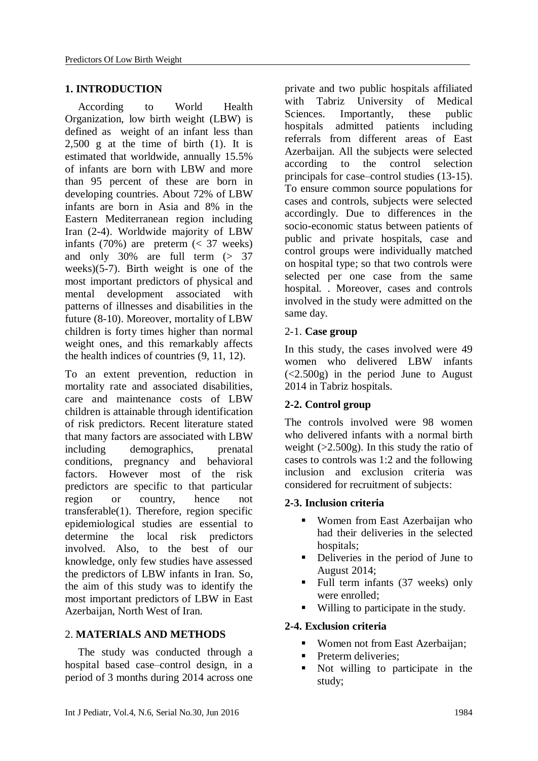## 1. INTRODUCTION

According to World Health Organization, low birth weight (LBW) is defined as weight of an infant less than 2,500 g at the time of birth (1). It is estimated that worldwide, annually 15.5% of infants are born with LBW and more than 95 percent of these are born in developing countries. About 72% of LBW infants are born in Asia and 8% in the Eastern Mediterranean region including Iran (2-4). Worldwide majority of LBW infants (70%) are preterm (< 37 weeks) and only 30% are full term (> 37 weeks)(5-7). Birth weight is one of the most important predictors of physical and mental development associated with patterns of illnesses and disabilities in the future (8-10). Moreover, mortality of LBW children is forty times higher than normal weight ones, and this remarkably affects the health indices of countries (9, 11, 12).

To an extent prevention, reduction in mortality rate and associated disabilities, care and maintenance costs of LBW children is attainable through identification of risk predictors. Recent literature stated that many factors are associated with LBW including demographics, prenatal conditions, pregnancy and behavioral factors. However most of the risk predictors are specific to that particular region or country, hence not transferable(1). Therefore, region specific epidemiological studies are essential to determine the local risk predictors involved. Also, to the best of our knowledge, only few studies have assessed the predictors of LBW infants in Iran. So, the aim of this study was to identify the most important predictors of LBW in East Azerbaijan, North West of Iran.

## 2. MATERIALS AND METHODS

The study was conducted through a hospital based case–control design, in a period of 3 months during 2014 across one private and two public hospitals affiliated with Tabriz University of Medical Sciences. Importantly, these public hospitals admitted patients including referrals from different areas of East Azerbaijan. All the subjects were selected according to the control selection principals for case–control studies (13-15). To ensure common source populations for cases and controls, subjects were selected accordingly. Due to differences in the socio-economic status between patients of public and private hospitals, case and control groups were individually matched on hospital type; so that two controls were selected per one case from the same hospital. . Moreover, cases and controls involved in the study were admitted on the same day.

### 2-1. Case group

In this study, the cases involved were 49 women who delivered LBW infants (<2.500g) in the period June to August 2014 in Tabriz hospitals.

### 2-2. Control group

The controls involved were 98 women who delivered infants with a normal birth weight (>2.500g). In this study the ratio of cases to controls was 1:2 and the following inclusion and exclusion criteria was considered for recruitment of subjects:

### 2-3. Inclusion criteria

- Women from East Azerbaijan who had their deliveries in the selected hospitals;
- Deliveries in the period of June to August 2014;
- Full term infants (37 weeks) only were enrolled;
- Willing to participate in the study.

### 2-4. Exclusion criteria

- Women not from East Azerbaijan;
- Preterm deliveries;
- Not willing to participate in the study;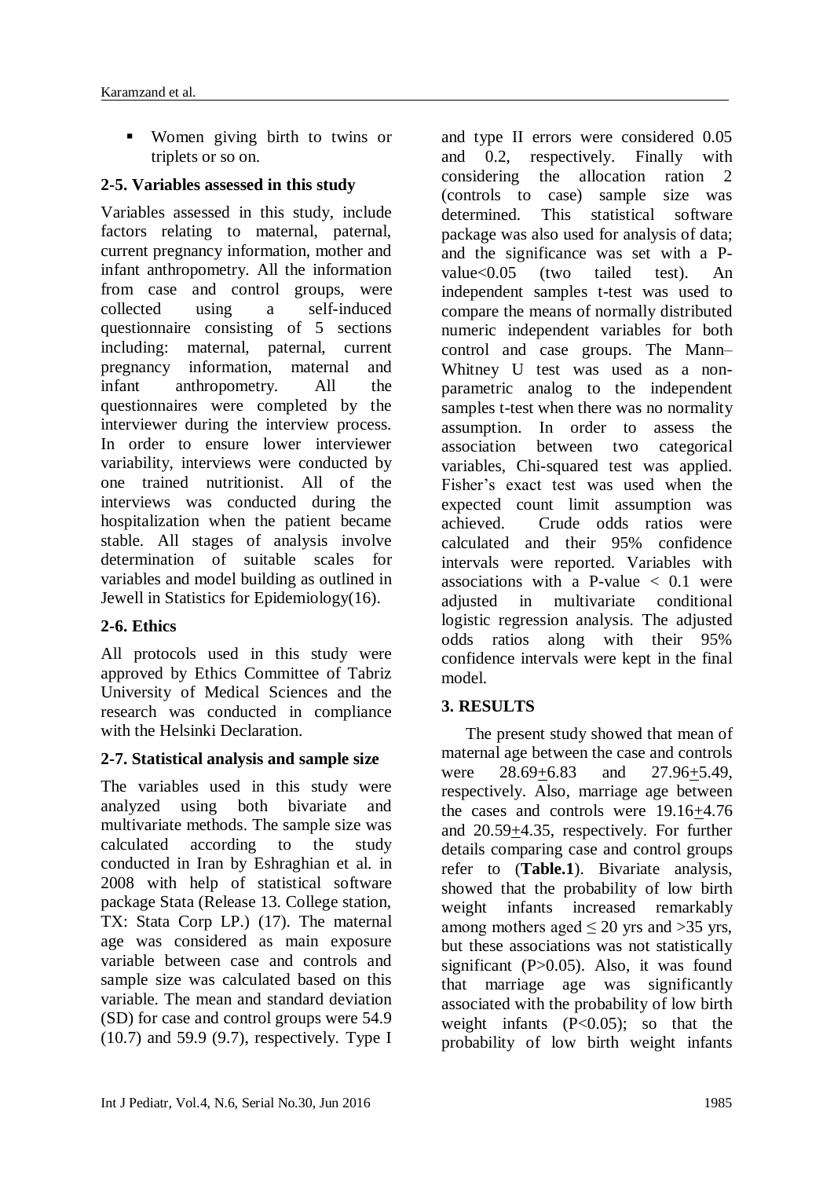- Women giving birth to twins or triplets or so on.

### 2-5. Variables assessed in this study

Variables assessed in this study, include factors relating to maternal, paternal, current pregnancy information, mother and infant anthropometry. All the information from case and control groups, were collected using a self-induced questionnaire consisting of 5 sections including: maternal, paternal, current pregnancy information, maternal and infant anthropometry. All the questionnaires were completed by the interviewer during the interview process. In order to ensure lower interviewer variability, interviews were conducted by one trained nutritionist. All of the interviews was conducted during the hospitalization when the patient became stable. All stages of analysis involve determination of suitable scales for variables and model building as outlined in Jewell in Statistics for Epidemiology(16).

### 2-6. Ethics

All protocols used in this study were approved by Ethics Committee of Tabriz University of Medical Sciences and the research was conducted in compliance with the Helsinki Declaration.

### 2-7. Statistical analysis and sample size

The variables used in this study were analyzed using both bivariate and multivariate methods. The sample size was calculated according to the study conducted in Iran by Eshraghian et al. in 2008 with help of statistical software package Stata (Release 13. College station, TX: Stata Corp LP.) (17). The maternal age was considered as main exposure variable between case and controls and sample size was calculated based on this variable. The mean and standard deviation (SD) for case and control groups were 54.9 (10.7) and 59.9 (9.7), respectively. Type I and type II errors were considered 0.05 and 0.2, respectively. Finally with considering the allocation ration 2 (controls to case) sample size was determined. This statistical software package was also used for analysis of data; and the significance was set with a P-value<0.05 (two tailed test). An independent samples t-test was used to compare the means of normally distributed numeric independent variables for both control and case groups. The Mann–Whitney U test was used as a non-parametric analog to the independent samples t-test when there was no normality assumption. In order to assess the association between two categorical variables, Chi-squared test was applied. Fisher's exact test was used when the expected count limit assumption was achieved. Crude odds ratios were calculated and their 95% confidence intervals were reported. Variables with associations with a P-value < 0.1 were adjusted in multivariate conditional logistic regression analysis. The adjusted odds ratios along with their 95% confidence intervals were kept in the final model.

## 3. RESULTS

The present study showed that mean of maternal age between the case and controls were 28.69±6.83 and 27.96±5.49, respectively. Also, marriage age between the cases and controls were 19.16±4.76 and 20.59±4.35, respectively. For further details comparing case and control groups refer to (**Table.1**). Bivariate analysis, showed that the probability of low birth weight infants increased remarkably among mothers aged ≤ 20 yrs and >35 yrs, but these associations was not statistically significant (P>0.05). Also, it was found that marriage age was significantly associated with the probability of low birth weight infants (P<0.05); so that the probability of low birth weight infants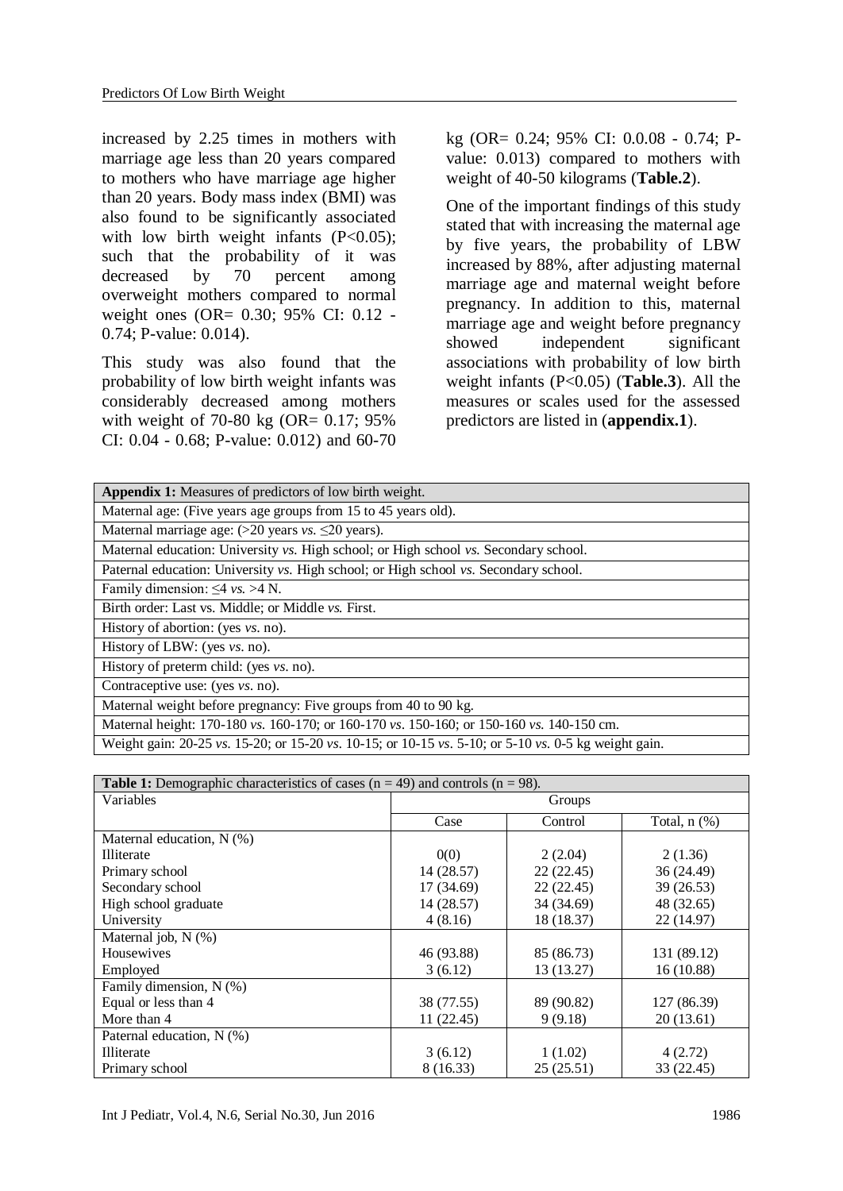increased by 2.25 times in mothers with marriage age less than 20 years compared to mothers who have marriage age higher than 20 years. Body mass index (BMI) was also found to be significantly associated with low birth weight infants (P<0.05); such that the probability of it was decreased by 70 percent among overweight mothers compared to normal weight ones (OR= 0.30; 95% CI: 0.12 - 0.74; P-value: 0.014).

This study was also found that the probability of low birth weight infants was considerably decreased among mothers with weight of 70-80 kg (OR= 0.17; 95% CI: 0.04 - 0.68; P-value: 0.012) and 60-70 kg (OR= 0.24; 95% CI: 0.0.08 - 0.74; P-value: 0.013) compared to mothers with weight of 40-50 kilograms (**Table.2**).

One of the important findings of this study stated that with increasing the maternal age by five years, the probability of LBW increased by 88%, after adjusting maternal marriage age and maternal weight before pregnancy. In addition to this, maternal marriage age and weight before pregnancy showed independent significant associations with probability of low birth weight infants (P<0.05) (**Table.3**). All the measures or scales used for the assessed predictors are listed in (**appendix.1**).

| **Appendix 1:** Measures of predictors of low birth weight. |
|---|
| Maternal age: (Five years age groups from 15 to 45 years old). |
| Maternal marriage age: (>20 years *vs.* ≤20 years). |
| Maternal education: University *vs.* High school; or High school *vs.* Secondary school. |
| Paternal education: University *vs.* High school; or High school *vs.* Secondary school. |
| Family dimension: ≤4 *vs.* >4 N. |
| Birth order: Last vs. Middle; or Middle *vs.* First. |
| History of abortion: (yes *vs*. no). |
| History of LBW: (yes *vs*. no). |
| History of preterm child: (yes *vs*. no). |
| Contraceptive use: (yes *vs*. no). |
| Maternal weight before pregnancy: Five groups from 40 to 90 kg. |
| Maternal height: 170-180 *vs.* 160-170; or 160-170 *vs*. 150-160; or 150-160 *vs.* 140-150 cm. |
| Weight gain: 20-25 *vs.* 15-20; or 15-20 *vs*. 10-15; or 10-15 *vs*. 5-10; or 5-10 *vs.* 0-5 kg weight gain. |

**Table 1:** Demographic characteristics of cases (n = 49) and controls (n = 98).

| Variables | Groups | | |
|---|---|---|---|
| | Case | Control | Total, n (%) |
| Maternal education, N (%) | | | |
| Illiterate | 0(0) | 2 (2.04) | 2 (1.36) |
| Primary school | 14 (28.57) | 22 (22.45) | 36 (24.49) |
| Secondary school | 17 (34.69) | 22 (22.45) | 39 (26.53) |
| High school graduate | 14 (28.57) | 34 (34.69) | 48 (32.65) |
| University | 4 (8.16) | 18 (18.37) | 22 (14.97) |
| Maternal job, N (%) | | | |
| Housewives | 46 (93.88) | 85 (86.73) | 131 (89.12) |
| Employed | 3 (6.12) | 13 (13.27) | 16 (10.88) |
| Family dimension, N (%) | | | |
| Equal or less than 4 | 38 (77.55) | 89 (90.82) | 127 (86.39) |
| More than 4 | 11 (22.45) | 9 (9.18) | 20 (13.61) |
| Paternal education, N (%) | | | |
| Illiterate | 3 (6.12) | 1 (1.02) | 4 (2.72) |
| Primary school | 8 (16.33) | 25 (25.51) | 33 (22.45) |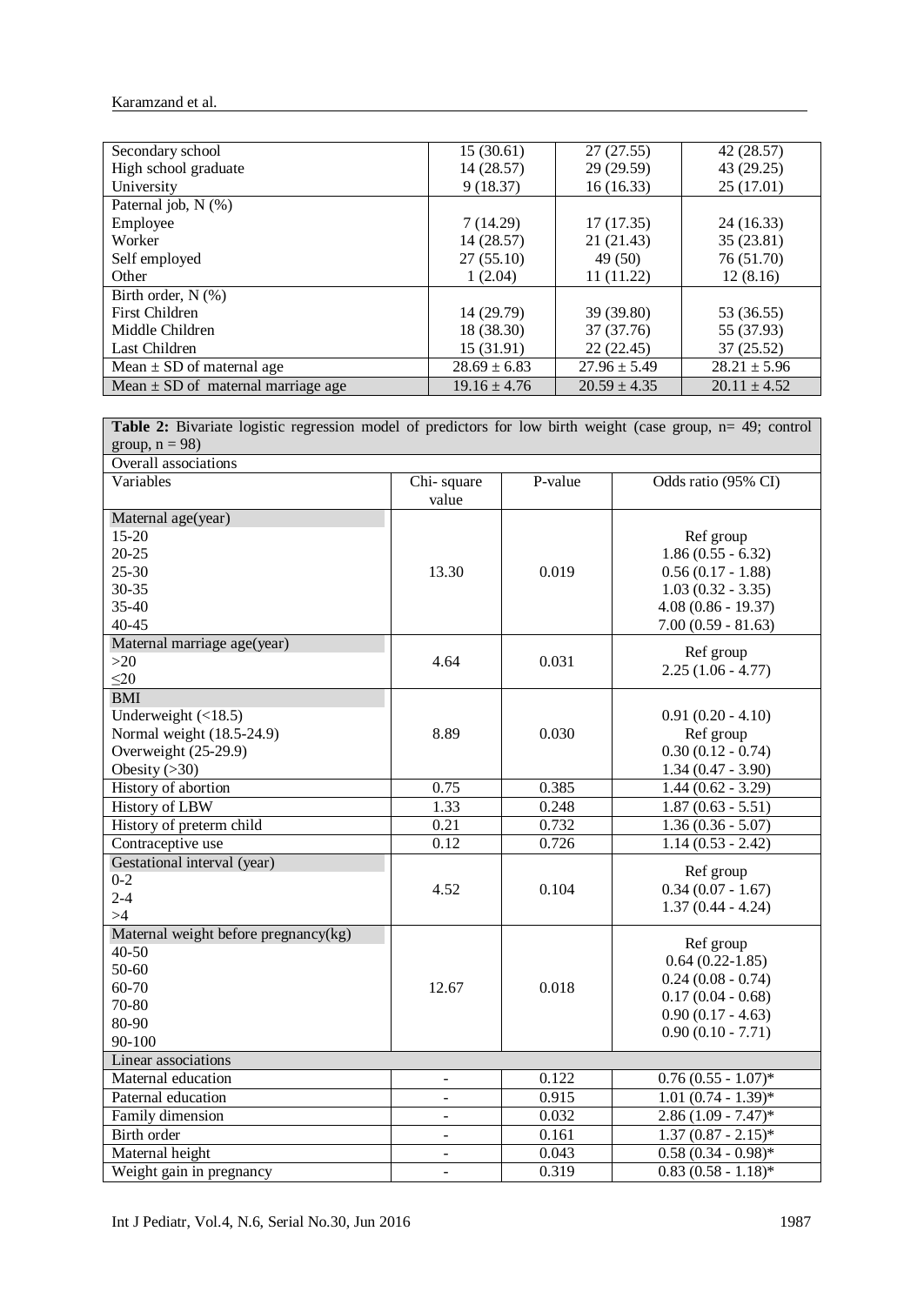| Secondary school | 15 (30.61) | 27 (27.55) | 42 (28.57) |
|---|---|---|---|
| High school graduate | 14 (28.57) | 29 (29.59) | 43 (29.25) |
| University | 9 (18.37) | 16 (16.33) | 25 (17.01) |
| Paternal job, N (%) | | | |
| Employee | 7 (14.29) | 17 (17.35) | 24 (16.33) |
| Worker | 14 (28.57) | 21 (21.43) | 35 (23.81) |
| Self employed | 27 (55.10) | 49 (50) | 76 (51.70) |
| Other | 1 (2.04) | 11 (11.22) | 12 (8.16) |
| Birth order, N (%) | | | |
| First Children | 14 (29.79) | 39 (39.80) | 53 (36.55) |
| Middle Children | 18 (38.30) | 37 (37.76) | 55 (37.93) |
| Last Children | 15 (31.91) | 22 (22.45) | 37 (25.52) |
| Mean ± SD of maternal age | 28.69 ± 6.83 | 27.96 ± 5.49 | 28.21 ± 5.96 |
| Mean ± SD of maternal marriage age | 19.16 ± 4.76 | 20.59 ± 4.35 | 20.11 ± 4.52 |

**Table 2:** Bivariate logistic regression model of predictors for low birth weight (case group, n= 49; control group, n = 98)

| Variables | Chi- square value | P-value | Odds ratio (95% CI) |
|---|---|---|---|
| **Overall associations** | | | |
| Maternal age(year) | | | |
| 15-20 | | | Ref group |
| 20-25 | | | 1.86 (0.55 - 6.32) |
| 25-30 | 13.30 | 0.019 | 0.56 (0.17 - 1.88) |
| 30-35 | | | 1.03 (0.32 - 3.35) |
| 35-40 | | | 4.08 (0.86 - 19.37) |
| 40-45 | | | 7.00 (0.59 - 81.63) |
| Maternal marriage age(year) | | | |
| >20 | 4.64 | 0.031 | Ref group |
| ≤20 | | | 2.25 (1.06 - 4.77) |
| BMI | | | |
| Underweight (<18.5) | | | 0.91 (0.20 - 4.10) |
| Normal weight (18.5-24.9) | 8.89 | 0.030 | Ref group |
| Overweight (25-29.9) | | | 0.30 (0.12 - 0.74) |
| Obesity (>30) | | | 1.34 (0.47 - 3.90) |
| History of abortion | 0.75 | 0.385 | 1.44 (0.62 - 3.29) |
| History of LBW | 1.33 | 0.248 | 1.87 (0.63 - 5.51) |
| History of preterm child | 0.21 | 0.732 | 1.36 (0.36 - 5.07) |
| Contraceptive use | 0.12 | 0.726 | 1.14 (0.53 - 2.42) |
| Gestational interval (year) | | | |
| 0-2 | | | Ref group |
| 2-4 | 4.52 | 0.104 | 0.34 (0.07 - 1.67) |
| >4 | | | 1.37 (0.44 - 4.24) |
| Maternal weight before pregnancy(kg) | | | |
| 40-50 | | | Ref group |
| 50-60 | | | 0.64 (0.22-1.85) |
| 60-70 | 12.67 | 0.018 | 0.24 (0.08 - 0.74) |
| 70-80 | | | 0.17 (0.04 - 0.68) |
| 80-90 | | | 0.90 (0.17 - 4.63) |
| 90-100 | | | 0.90 (0.10 - 7.71) |
| **Linear associations** | | | |
| Maternal education | - | 0.122 | 0.76 (0.55 - 1.07)* |
| Paternal education | - | 0.915 | 1.01 (0.74 - 1.39)* |
| Family dimension | - | 0.032 | 2.86 (1.09 - 7.47)* |
| Birth order | - | 0.161 | 1.37 (0.87 - 2.15)* |
| Maternal height | - | 0.043 | 0.58 (0.34 - 0.98)* |
| Weight gain in pregnancy | - | 0.319 | 0.83 (0.58 - 1.18)* |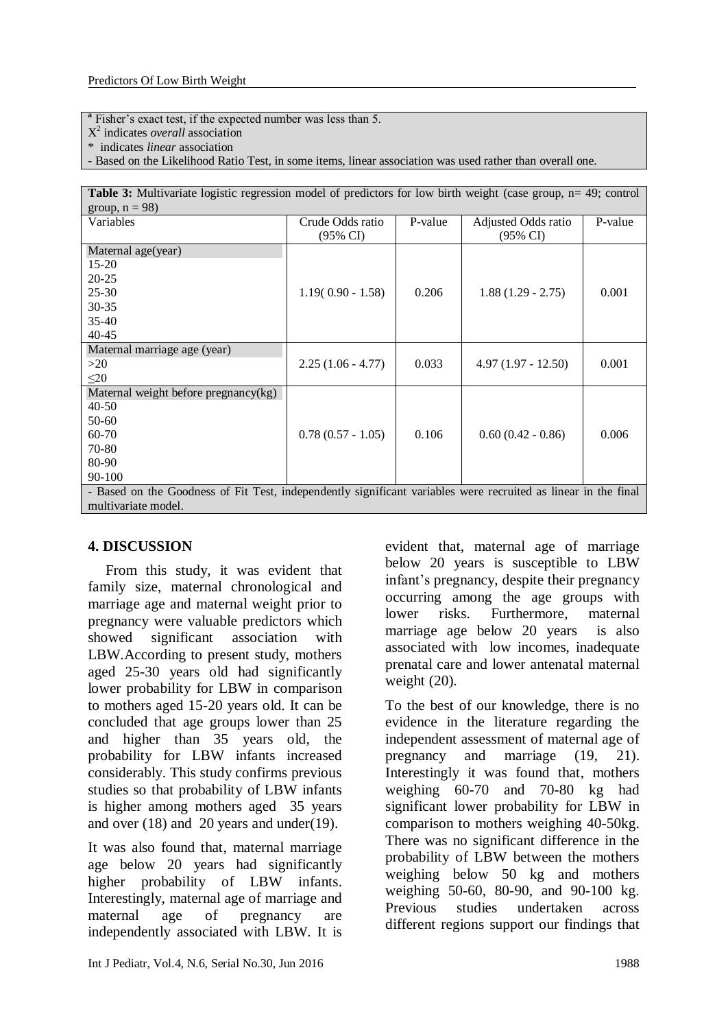[a] Fisher's exact test, if the expected number was less than 5.
$X^2$ indicates *overall* association
\* indicates *linear* association
- Based on the Likelihood Ratio Test, in some items, linear association was used rather than overall one.

**Table 3:** Multivariate logistic regression model of predictors for low birth weight (case group, n= 49; control group, n = 98)

| Variables | Crude Odds ratio (95% CI) | P-value | Adjusted Odds ratio (95% CI) | P-value |
|---|---|---|---|---|
| Maternal age(year)<br>15-20<br>20-25<br>25-30<br>30-35<br>35-40<br>40-45 | 1.19( 0.90 - 1.58) | 0.206 | 1.88 (1.29 - 2.75) | 0.001 |
| Maternal marriage age (year)<br>>20<br>≤20 | 2.25 (1.06 - 4.77) | 0.033 | 4.97 (1.97 - 12.50) | 0.001 |
| Maternal weight before pregnancy(kg)<br>40-50<br>50-60<br>60-70<br>70-80<br>80-90<br>90-100 | 0.78 (0.57 - 1.05) | 0.106 | 0.60 (0.42 - 0.86) | 0.006 |

- Based on the Goodness of Fit Test, independently significant variables were recruited as linear in the final multivariate model.

## 4. DISCUSSION

From this study, it was evident that family size, maternal chronological and marriage age and maternal weight prior to pregnancy were valuable predictors which showed significant association with LBW.According to present study, mothers aged 25-30 years old had significantly lower probability for LBW in comparison to mothers aged 15-20 years old. It can be concluded that age groups lower than 25 and higher than 35 years old, the probability for LBW infants increased considerably. This study confirms previous studies so that probability of LBW infants is higher among mothers aged 35 years and over (18) and 20 years and under(19).

It was also found that, maternal marriage age below 20 years had significantly higher probability of LBW infants. Interestingly, maternal age of marriage and maternal age of pregnancy are independently associated with LBW. It is evident that, maternal age of marriage below 20 years is susceptible to LBW infant's pregnancy, despite their pregnancy occurring among the age groups with lower risks. Furthermore, maternal marriage age below 20 years is also associated with low incomes, inadequate prenatal care and lower antenatal maternal weight (20).

To the best of our knowledge, there is no evidence in the literature regarding the independent assessment of maternal age of pregnancy and marriage (19, 21). Interestingly it was found that, mothers weighing 60-70 and 70-80 kg had significant lower probability for LBW in comparison to mothers weighing 40-50kg. There was no significant difference in the probability of LBW between the mothers weighing below 50 kg and mothers weighing 50-60, 80-90, and 90-100 kg. Previous studies undertaken across different regions support our findings that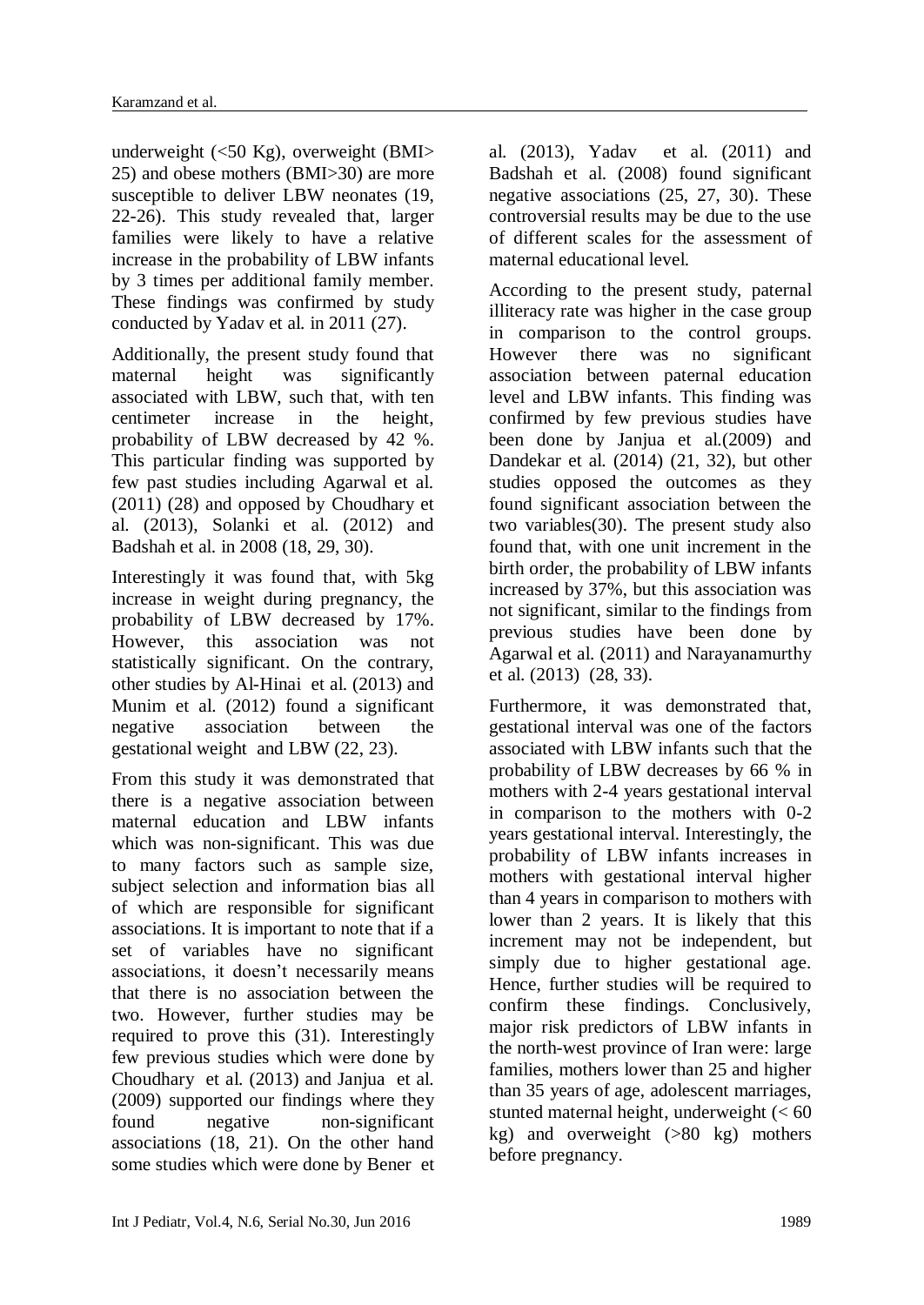underweight (<50 Kg), overweight (BMI> 25) and obese mothers (BMI>30) are more susceptible to deliver LBW neonates (19, 22-26). This study revealed that, larger families were likely to have a relative increase in the probability of LBW infants by 3 times per additional family member. These findings was confirmed by study conducted by Yadav et al. in 2011 (27).

Additionally, the present study found that maternal height was significantly associated with LBW, such that, with ten centimeter increase in the height, probability of LBW decreased by 42 %. This particular finding was supported by few past studies including Agarwal et al. (2011) (28) and opposed by Choudhary et al. (2013), Solanki et al. (2012) and Badshah et al. in 2008 (18, 29, 30).

Interestingly it was found that, with 5kg increase in weight during pregnancy, the probability of LBW decreased by 17%. However, this association was not statistically significant. On the contrary, other studies by Al-Hinai et al. (2013) and Munim et al. (2012) found a significant negative association between the gestational weight and LBW (22, 23).

From this study it was demonstrated that there is a negative association between maternal education and LBW infants which was non-significant. This was due to many factors such as sample size, subject selection and information bias all of which are responsible for significant associations. It is important to note that if a set of variables have no significant associations, it doesn't necessarily means that there is no association between the two. However, further studies may be required to prove this (31). Interestingly few previous studies which were done by Choudhary et al. (2013) and Janjua et al. (2009) supported our findings where they found negative non-significant associations (18, 21). On the other hand some studies which were done by Bener et al. (2013), Yadav et al. (2011) and Badshah et al. (2008) found significant negative associations (25, 27, 30). These controversial results may be due to the use of different scales for the assessment of maternal educational level.

According to the present study, paternal illiteracy rate was higher in the case group in comparison to the control groups. However there was no significant association between paternal education level and LBW infants. This finding was confirmed by few previous studies have been done by Janjua et al.(2009) and Dandekar et al. (2014) (21, 32), but other studies opposed the outcomes as they found significant association between the two variables(30). The present study also found that, with one unit increment in the birth order, the probability of LBW infants increased by 37%, but this association was not significant, similar to the findings from previous studies have been done by Agarwal et al. (2011) and Narayanamurthy et al. (2013) (28, 33).

Furthermore, it was demonstrated that, gestational interval was one of the factors associated with LBW infants such that the probability of LBW decreases by 66 % in mothers with 2-4 years gestational interval in comparison to the mothers with 0-2 years gestational interval. Interestingly, the probability of LBW infants increases in mothers with gestational interval higher than 4 years in comparison to mothers with lower than 2 years. It is likely that this increment may not be independent, but simply due to higher gestational age. Hence, further studies will be required to confirm these findings. Conclusively, major risk predictors of LBW infants in the north-west province of Iran were: large families, mothers lower than 25 and higher than 35 years of age, adolescent marriages, stunted maternal height, underweight (< 60 kg) and overweight (>80 kg) mothers before pregnancy.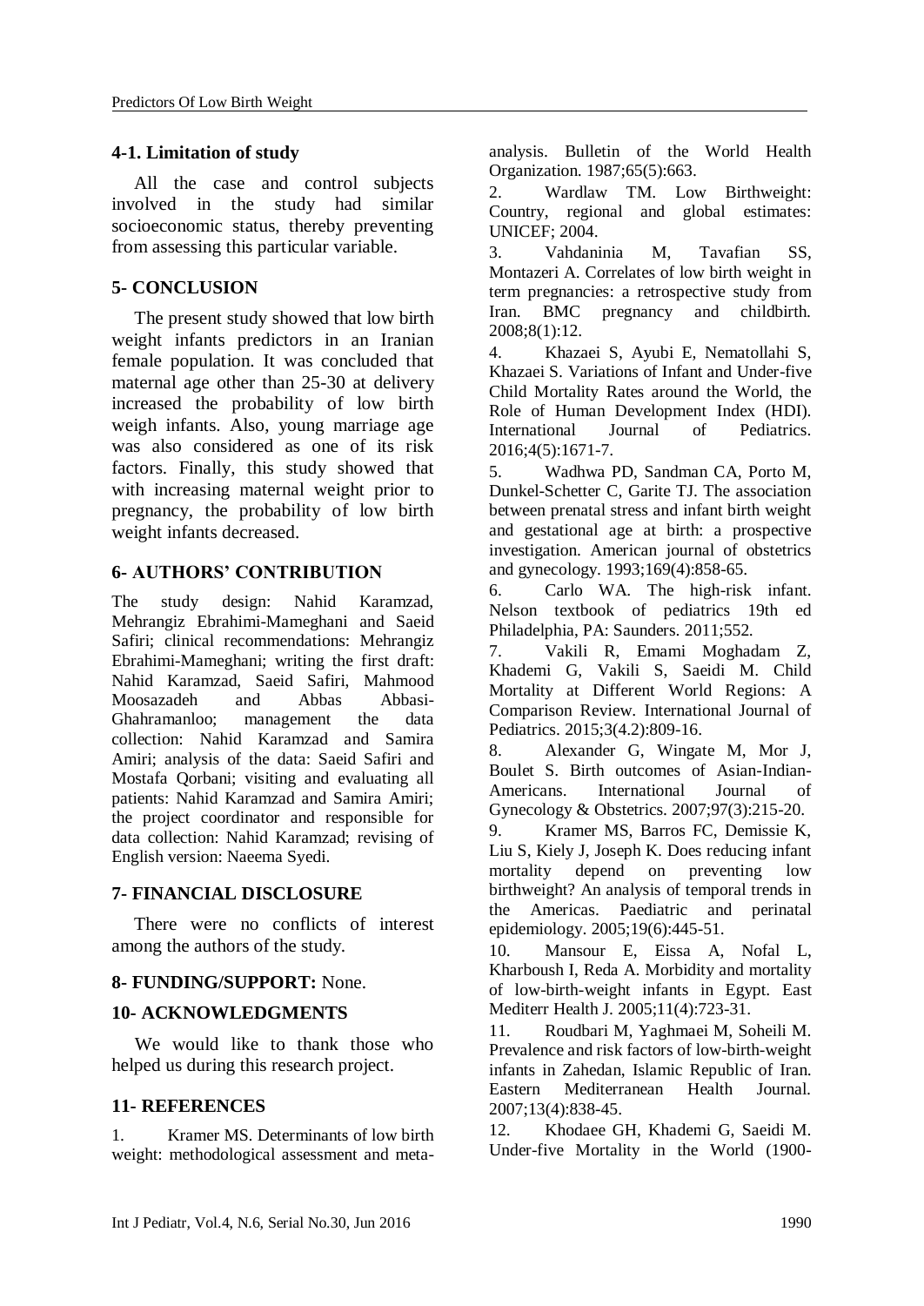### 4-1. Limitation of study

All the case and control subjects involved in the study had similar socioeconomic status, thereby preventing from assessing this particular variable.

## 5- CONCLUSION

The present study showed that low birth weight infants predictors in an Iranian female population. It was concluded that maternal age other than 25-30 at delivery increased the probability of low birth weigh infants. Also, young marriage age was also considered as one of its risk factors. Finally, this study showed that with increasing maternal weight prior to pregnancy, the probability of low birth weight infants decreased.

## 6- AUTHORS' CONTRIBUTION

The study design: Nahid Karamzad, Mehrangiz Ebrahimi-Mameghani and Saeid Safiri; clinical recommendations: Mehrangiz Ebrahimi-Mameghani; writing the first draft: Nahid Karamzad, Saeid Safiri, Mahmood Moosazadeh and Abbas Abbasi-Ghahramanloo; management the data collection: Nahid Karamzad and Samira Amiri; analysis of the data: Saeid Safiri and Mostafa Qorbani; visiting and evaluating all patients: Nahid Karamzad and Samira Amiri; the project coordinator and responsible for data collection: Nahid Karamzad; revising of English version: Naeema Syedi.

## 7- FINANCIAL DISCLOSURE

There were no conflicts of interest among the authors of the study.

## 8- FUNDING/SUPPORT: None.

## 10- ACKNOWLEDGMENTS

We would like to thank those who helped us during this research project.

## 11- REFERENCES

1. Kramer MS. Determinants of low birth weight: methodological assessment and meta-analysis. Bulletin of the World Health Organization. 1987;65(5):663.
2. Wardlaw TM. Low Birthweight: Country, regional and global estimates: UNICEF; 2004.
3. Vahdaninia M, Tavafian SS, Montazeri A. Correlates of low birth weight in term pregnancies: a retrospective study from Iran. BMC pregnancy and childbirth. 2008;8(1):12.
4. Khazaei S, Ayubi E, Nematollahi S, Khazaei S. Variations of Infant and Under-five Child Mortality Rates around the World, the Role of Human Development Index (HDI). International Journal of Pediatrics. 2016;4(5):1671-7.
5. Wadhwa PD, Sandman CA, Porto M, Dunkel-Schetter C, Garite TJ. The association between prenatal stress and infant birth weight and gestational age at birth: a prospective investigation. American journal of obstetrics and gynecology. 1993;169(4):858-65.
6. Carlo WA. The high-risk infant. Nelson textbook of pediatrics 19th ed Philadelphia, PA: Saunders. 2011;552.
7. Vakili R, Emami Moghadam Z, Khademi G, Vakili S, Saeidi M. Child Mortality at Different World Regions: A Comparison Review. International Journal of Pediatrics. 2015;3(4.2):809-16.
8. Alexander G, Wingate M, Mor J, Boulet S. Birth outcomes of Asian-Indian-Americans. International Journal of Gynecology & Obstetrics. 2007;97(3):215-20.
9. Kramer MS, Barros FC, Demissie K, Liu S, Kiely J, Joseph K. Does reducing infant mortality depend on preventing low birthweight? An analysis of temporal trends in the Americas. Paediatric and perinatal epidemiology. 2005;19(6):445-51.
10. Mansour E, Eissa A, Nofal L, Kharboush I, Reda A. Morbidity and mortality of low-birth-weight infants in Egypt. East Mediterr Health J. 2005;11(4):723-31.
11. Roudbari M, Yaghmaei M, Soheili M. Prevalence and risk factors of low-birth-weight infants in Zahedan, Islamic Republic of Iran. Eastern Mediterranean Health Journal. 2007;13(4):838-45.
12. Khodaee GH, Khademi G, Saeidi M. Under-five Mortality in the World (1900-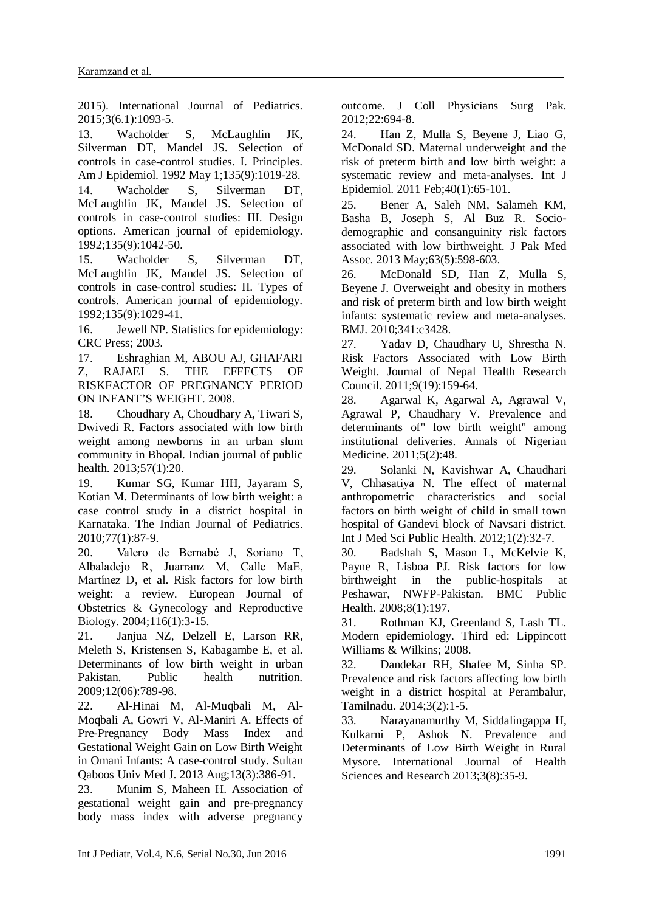2015). International Journal of Pediatrics. 2015;3(6.1):1093-5.

13. Wacholder S, McLaughlin JK, Silverman DT, Mandel JS. Selection of controls in case-control studies. I. Principles. Am J Epidemiol. 1992 May 1;135(9):1019-28.

14. Wacholder S, Silverman DT, McLaughlin JK, Mandel JS. Selection of controls in case-control studies: III. Design options. American journal of epidemiology. 1992;135(9):1042-50.

15. Wacholder S, Silverman DT, McLaughlin JK, Mandel JS. Selection of controls in case-control studies: II. Types of controls. American journal of epidemiology. 1992;135(9):1029-41.

16. Jewell NP. Statistics for epidemiology: CRC Press; 2003.

17. Eshraghian M, ABOU AJ, GHAFARI Z, RAJAEI S. THE EFFECTS OF RISKFACTOR OF PREGNANCY PERIOD ON INFANT'S WEIGHT. 2008.

18. Choudhary A, Choudhary A, Tiwari S, Dwivedi R. Factors associated with low birth weight among newborns in an urban slum community in Bhopal. Indian journal of public health. 2013;57(1):20.

19. Kumar SG, Kumar HH, Jayaram S, Kotian M. Determinants of low birth weight: a case control study in a district hospital in Karnataka. The Indian Journal of Pediatrics. 2010;77(1):87-9.

20. Valero de Bernabé J, Soriano T, Albaladejo R, Juarranz M, Calle MaE, Martínez D, et al. Risk factors for low birth weight: a review. European Journal of Obstetrics & Gynecology and Reproductive Biology. 2004;116(1):3-15.

21. Janjua NZ, Delzell E, Larson RR, Meleth S, Kristensen S, Kabagambe E, et al. Determinants of low birth weight in urban Pakistan. Public health nutrition. 2009;12(06):789-98.

22. Al-Hinai M, Al-Muqbali M, Al-Moqbali A, Gowri V, Al-Maniri A. Effects of Pre-Pregnancy Body Mass Index and Gestational Weight Gain on Low Birth Weight in Omani Infants: A case-control study. Sultan Qaboos Univ Med J. 2013 Aug;13(3):386-91.

23. Munim S, Maheen H. Association of gestational weight gain and pre-pregnancy body mass index with adverse pregnancy outcome. J Coll Physicians Surg Pak. 2012;22:694-8.

24. Han Z, Mulla S, Beyene J, Liao G, McDonald SD. Maternal underweight and the risk of preterm birth and low birth weight: a systematic review and meta-analyses. Int J Epidemiol. 2011 Feb;40(1):65-101.

25. Bener A, Saleh NM, Salameh KM, Basha B, Joseph S, Al Buz R. Socio-demographic and consanguinity risk factors associated with low birthweight. J Pak Med Assoc. 2013 May;63(5):598-603.

26. McDonald SD, Han Z, Mulla S, Beyene J. Overweight and obesity in mothers and risk of preterm birth and low birth weight infants: systematic review and meta-analyses. BMJ. 2010;341:c3428.

27. Yadav D, Chaudhary U, Shrestha N. Risk Factors Associated with Low Birth Weight. Journal of Nepal Health Research Council. 2011;9(19):159-64.

28. Agarwal K, Agarwal A, Agrawal V, Agrawal P, Chaudhary V. Prevalence and determinants of" low birth weight" among institutional deliveries. Annals of Nigerian Medicine. 2011;5(2):48.

29. Solanki N, Kavishwar A, Chaudhari V, Chhasatiya N. The effect of maternal anthropometric characteristics and social factors on birth weight of child in small town hospital of Gandevi block of Navsari district. Int J Med Sci Public Health. 2012;1(2):32-7.

30. Badshah S, Mason L, McKelvie K, Payne R, Lisboa PJ. Risk factors for low birthweight in the public-hospitals at Peshawar, NWFP-Pakistan. BMC Public Health. 2008;8(1):197.

31. Rothman KJ, Greenland S, Lash TL. Modern epidemiology. Third ed: Lippincott Williams & Wilkins; 2008.

32. Dandekar RH, Shafee M, Sinha SP. Prevalence and risk factors affecting low birth weight in a district hospital at Perambalur, Tamilnadu. 2014;3(2):1-5.

33. Narayanamurthy M, Siddalingappa H, Kulkarni P, Ashok N. Prevalence and Determinants of Low Birth Weight in Rural Mysore. International Journal of Health Sciences and Research 2013;3(8):35-9.